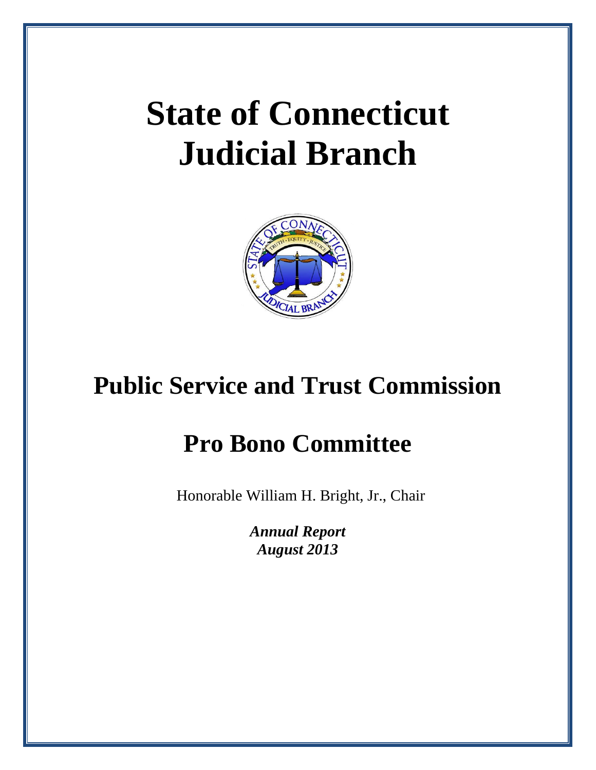# State of Connecticut Judicial Branch

## Public Service and Trust Commission

## Pro Bono Committee

Honorable William H. Bright, Jr., Chair

***Annual Report***
***August 2013***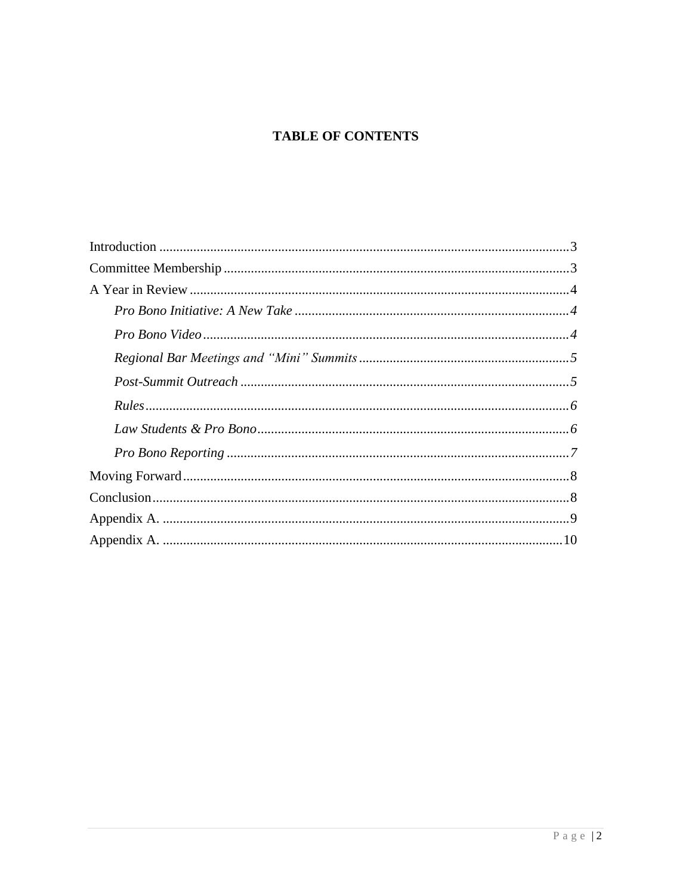# TABLE OF CONTENTS

Introduction ........................................................................................................................3

Committee Membership .....................................................................................................3

A Year in Review ................................................................................................................4

*Pro Bono Initiative: A New Take* ..................................................................................4

*Pro Bono Video* ..............................................................................................................4

*Regional Bar Meetings and "Mini" Summits* ..............................................................5

*Post-Summit Outreach* ...................................................................................................5

*Rules* ...............................................................................................................................6

*Law Students & Pro Bono* .............................................................................................6

*Pro Bono Reporting* .......................................................................................................7

Moving Forward ..................................................................................................................8

Conclusion ...........................................................................................................................8

Appendix A. .........................................................................................................................9

Appendix A. .......................................................................................................................10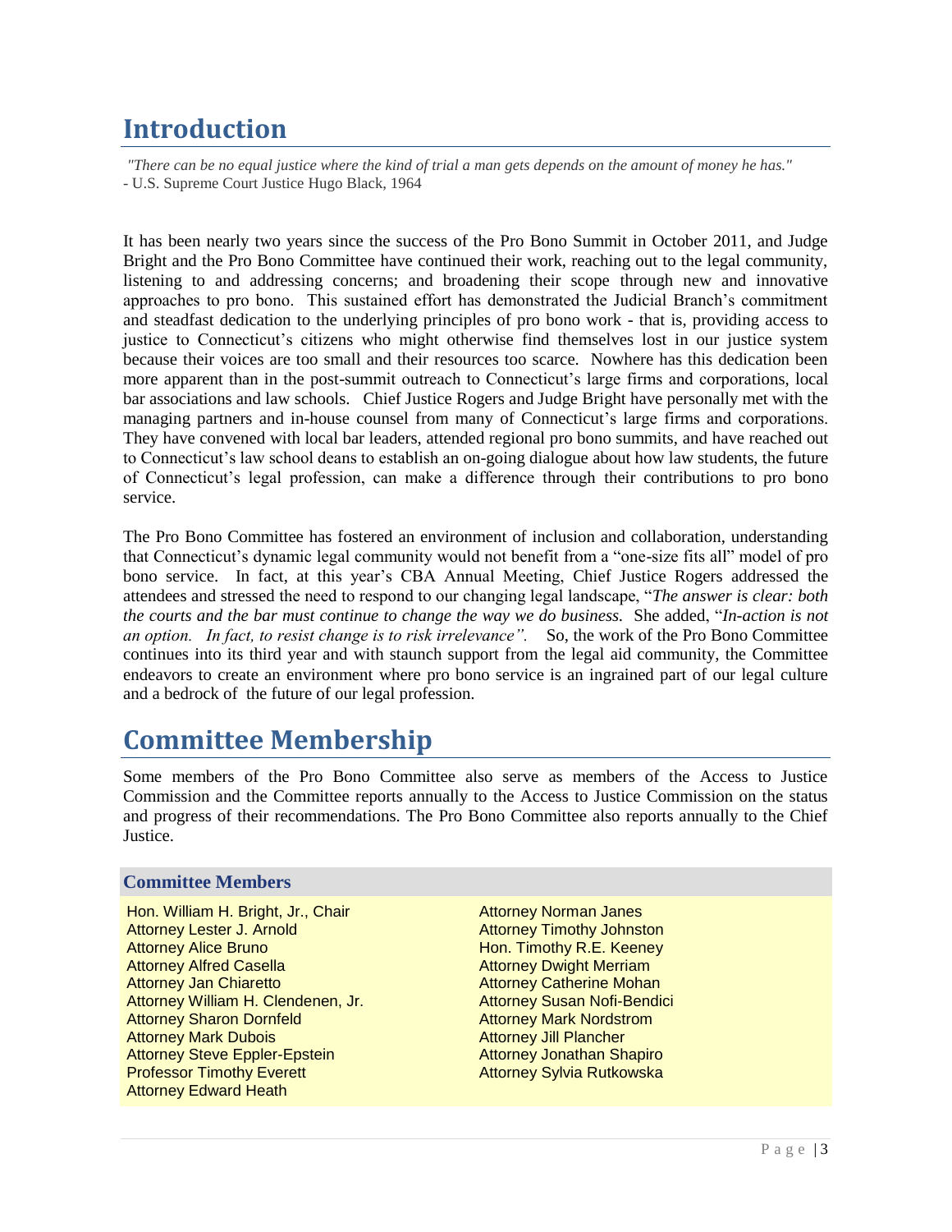# Introduction

*"There can be no equal justice where the kind of trial a man gets depends on the amount of money he has."*
- U.S. Supreme Court Justice Hugo Black, 1964

It has been nearly two years since the success of the Pro Bono Summit in October 2011, and Judge Bright and the Pro Bono Committee have continued their work, reaching out to the legal community, listening to and addressing concerns; and broadening their scope through new and innovative approaches to pro bono. This sustained effort has demonstrated the Judicial Branch's commitment and steadfast dedication to the underlying principles of pro bono work - that is, providing access to justice to Connecticut's citizens who might otherwise find themselves lost in our justice system because their voices are too small and their resources too scarce. Nowhere has this dedication been more apparent than in the post-summit outreach to Connecticut's large firms and corporations, local bar associations and law schools. Chief Justice Rogers and Judge Bright have personally met with the managing partners and in-house counsel from many of Connecticut's large firms and corporations. They have convened with local bar leaders, attended regional pro bono summits, and have reached out to Connecticut's law school deans to establish an on-going dialogue about how law students, the future of Connecticut's legal profession, can make a difference through their contributions to pro bono service.

The Pro Bono Committee has fostered an environment of inclusion and collaboration, understanding that Connecticut's dynamic legal community would not benefit from a "one-size fits all" model of pro bono service. In fact, at this year's CBA Annual Meeting, Chief Justice Rogers addressed the attendees and stressed the need to respond to our changing legal landscape, "*The answer is clear: both the courts and the bar must continue to change the way we do business.* She added, "*In-action is not an option. In fact, to resist change is to risk irrelevance".* So, the work of the Pro Bono Committee continues into its third year and with staunch support from the legal aid community, the Committee endeavors to create an environment where pro bono service is an ingrained part of our legal culture and a bedrock of the future of our legal profession.

# Committee Membership

Some members of the Pro Bono Committee also serve as members of the Access to Justice Commission and the Committee reports annually to the Access to Justice Commission on the status and progress of their recommendations. The Pro Bono Committee also reports annually to the Chief Justice.

### Committee Members

- Hon. William H. Bright, Jr., Chair
- Attorney Lester J. Arnold
- Attorney Alice Bruno
- Attorney Alfred Casella
- Attorney Jan Chiaretto
- Attorney William H. Clendenen, Jr.
- Attorney Sharon Dornfeld
- Attorney Mark Dubois
- Attorney Steve Eppler-Epstein
- Professor Timothy Everett
- Attorney Edward Heath
- Attorney Norman Janes
- Attorney Timothy Johnston
- Hon. Timothy R.E. Keeney
- Attorney Dwight Merriam
- Attorney Catherine Mohan
- Attorney Susan Nofi-Bendici
- Attorney Mark Nordstrom
- Attorney Jill Plancher
- Attorney Jonathan Shapiro
- Attorney Sylvia Rutkowska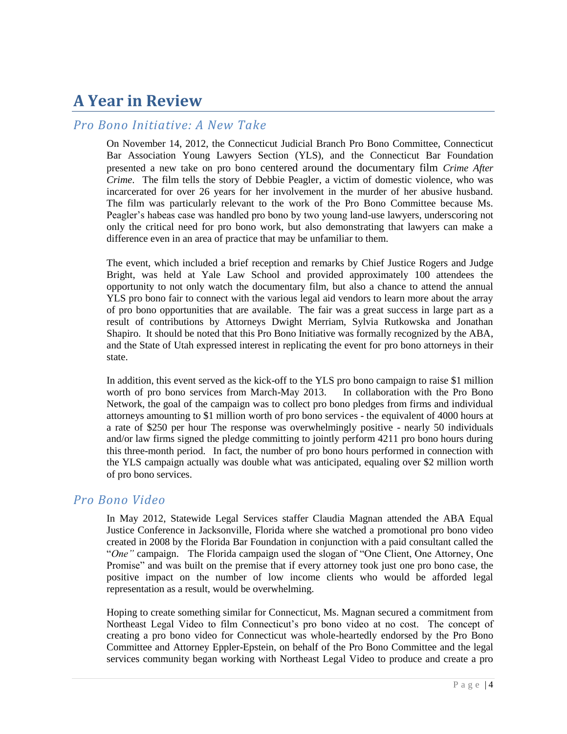# A Year in Review

## *Pro Bono Initiative: A New Take*

On November 14, 2012, the Connecticut Judicial Branch Pro Bono Committee, Connecticut Bar Association Young Lawyers Section (YLS), and the Connecticut Bar Foundation presented a new take on pro bono centered around the documentary film *Crime After Crime*. The film tells the story of Debbie Peagler, a victim of domestic violence, who was incarcerated for over 26 years for her involvement in the murder of her abusive husband. The film was particularly relevant to the work of the Pro Bono Committee because Ms. Peagler's habeas case was handled pro bono by two young land-use lawyers, underscoring not only the critical need for pro bono work, but also demonstrating that lawyers can make a difference even in an area of practice that may be unfamiliar to them.

The event, which included a brief reception and remarks by Chief Justice Rogers and Judge Bright, was held at Yale Law School and provided approximately 100 attendees the opportunity to not only watch the documentary film, but also a chance to attend the annual YLS pro bono fair to connect with the various legal aid vendors to learn more about the array of pro bono opportunities that are available. The fair was a great success in large part as a result of contributions by Attorneys Dwight Merriam, Sylvia Rutkowska and Jonathan Shapiro. It should be noted that this Pro Bono Initiative was formally recognized by the ABA, and the State of Utah expressed interest in replicating the event for pro bono attorneys in their state.

In addition, this event served as the kick-off to the YLS pro bono campaign to raise $1 million worth of pro bono services from March-May 2013. In collaboration with the Pro Bono Network, the goal of the campaign was to collect pro bono pledges from firms and individual attorneys amounting to $1 million worth of pro bono services - the equivalent of 4000 hours at a rate of $250 per hour The response was overwhelmingly positive - nearly 50 individuals and/or law firms signed the pledge committing to jointly perform 4211 pro bono hours during this three-month period. In fact, the number of pro bono hours performed in connection with the YLS campaign actually was double what was anticipated, equaling over $2 million worth of pro bono services.

## *Pro Bono Video*

In May 2012, Statewide Legal Services staffer Claudia Magnan attended the ABA Equal Justice Conference in Jacksonville, Florida where she watched a promotional pro bono video created in 2008 by the Florida Bar Foundation in conjunction with a paid consultant called the "*One"* campaign. The Florida campaign used the slogan of "One Client, One Attorney, One Promise" and was built on the premise that if every attorney took just one pro bono case, the positive impact on the number of low income clients who would be afforded legal representation as a result, would be overwhelming.

Hoping to create something similar for Connecticut, Ms. Magnan secured a commitment from Northeast Legal Video to film Connecticut's pro bono video at no cost. The concept of creating a pro bono video for Connecticut was whole-heartedly endorsed by the Pro Bono Committee and Attorney Eppler-Epstein, on behalf of the Pro Bono Committee and the legal services community began working with Northeast Legal Video to produce and create a pro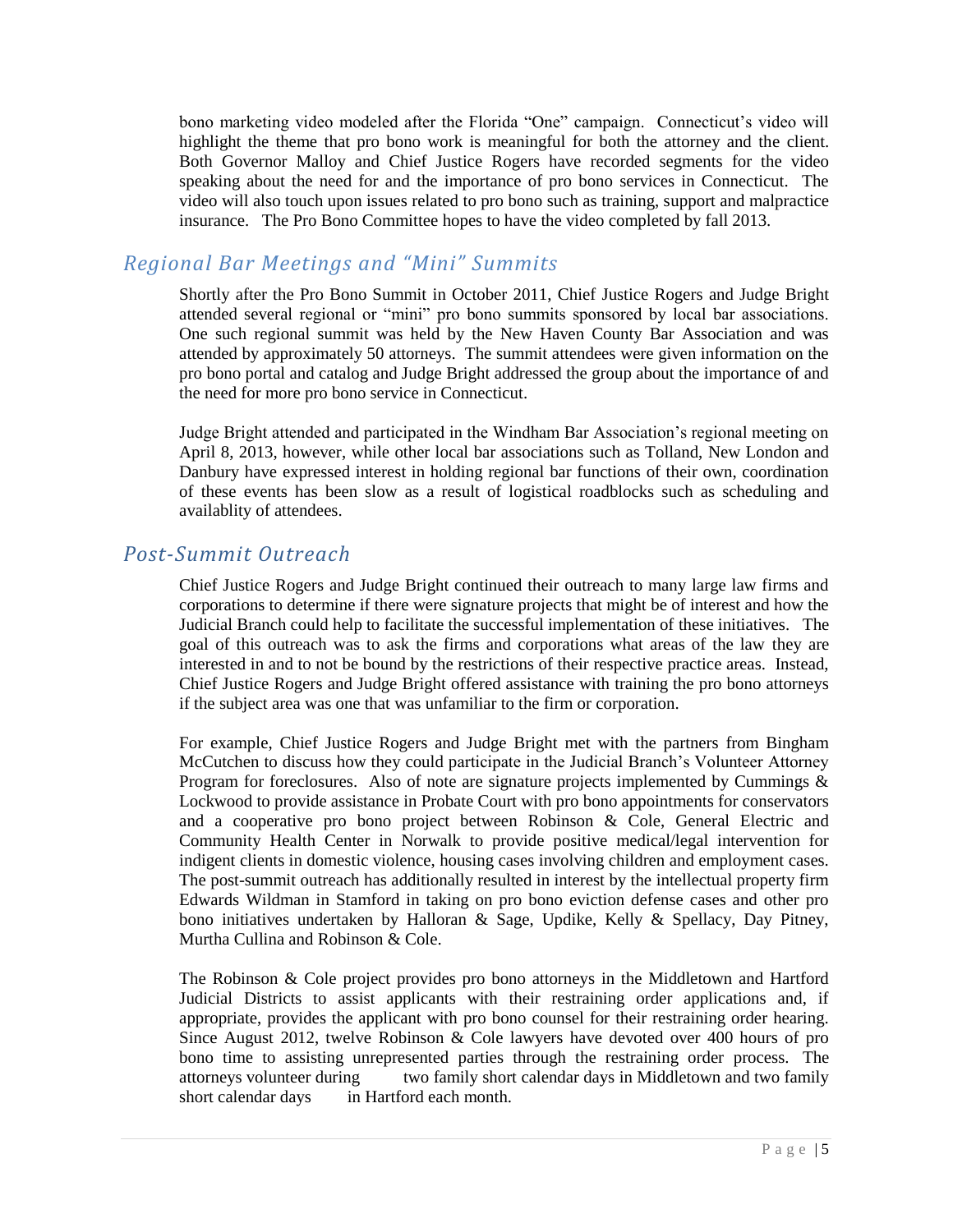bono marketing video modeled after the Florida "One" campaign. Connecticut's video will highlight the theme that pro bono work is meaningful for both the attorney and the client. Both Governor Malloy and Chief Justice Rogers have recorded segments for the video speaking about the need for and the importance of pro bono services in Connecticut. The video will also touch upon issues related to pro bono such as training, support and malpractice insurance. The Pro Bono Committee hopes to have the video completed by fall 2013.

## *Regional Bar Meetings and "Mini" Summits*

Shortly after the Pro Bono Summit in October 2011, Chief Justice Rogers and Judge Bright attended several regional or "mini" pro bono summits sponsored by local bar associations. One such regional summit was held by the New Haven County Bar Association and was attended by approximately 50 attorneys. The summit attendees were given information on the pro bono portal and catalog and Judge Bright addressed the group about the importance of and the need for more pro bono service in Connecticut.

Judge Bright attended and participated in the Windham Bar Association's regional meeting on April 8, 2013, however, while other local bar associations such as Tolland, New London and Danbury have expressed interest in holding regional bar functions of their own, coordination of these events has been slow as a result of logistical roadblocks such as scheduling and availablity of attendees.

## *Post-Summit Outreach*

Chief Justice Rogers and Judge Bright continued their outreach to many large law firms and corporations to determine if there were signature projects that might be of interest and how the Judicial Branch could help to facilitate the successful implementation of these initiatives. The goal of this outreach was to ask the firms and corporations what areas of the law they are interested in and to not be bound by the restrictions of their respective practice areas. Instead, Chief Justice Rogers and Judge Bright offered assistance with training the pro bono attorneys if the subject area was one that was unfamiliar to the firm or corporation.

For example, Chief Justice Rogers and Judge Bright met with the partners from Bingham McCutchen to discuss how they could participate in the Judicial Branch's Volunteer Attorney Program for foreclosures. Also of note are signature projects implemented by Cummings & Lockwood to provide assistance in Probate Court with pro bono appointments for conservators and a cooperative pro bono project between Robinson & Cole, General Electric and Community Health Center in Norwalk to provide positive medical/legal intervention for indigent clients in domestic violence, housing cases involving children and employment cases. The post-summit outreach has additionally resulted in interest by the intellectual property firm Edwards Wildman in Stamford in taking on pro bono eviction defense cases and other pro bono initiatives undertaken by Halloran & Sage, Updike, Kelly & Spellacy, Day Pitney, Murtha Cullina and Robinson & Cole.

The Robinson & Cole project provides pro bono attorneys in the Middletown and Hartford Judicial Districts to assist applicants with their restraining order applications and, if appropriate, provides the applicant with pro bono counsel for their restraining order hearing. Since August 2012, twelve Robinson & Cole lawyers have devoted over 400 hours of pro bono time to assisting unrepresented parties through the restraining order process. The attorneys volunteer during two family short calendar days in Middletown and two family short calendar days in Hartford each month.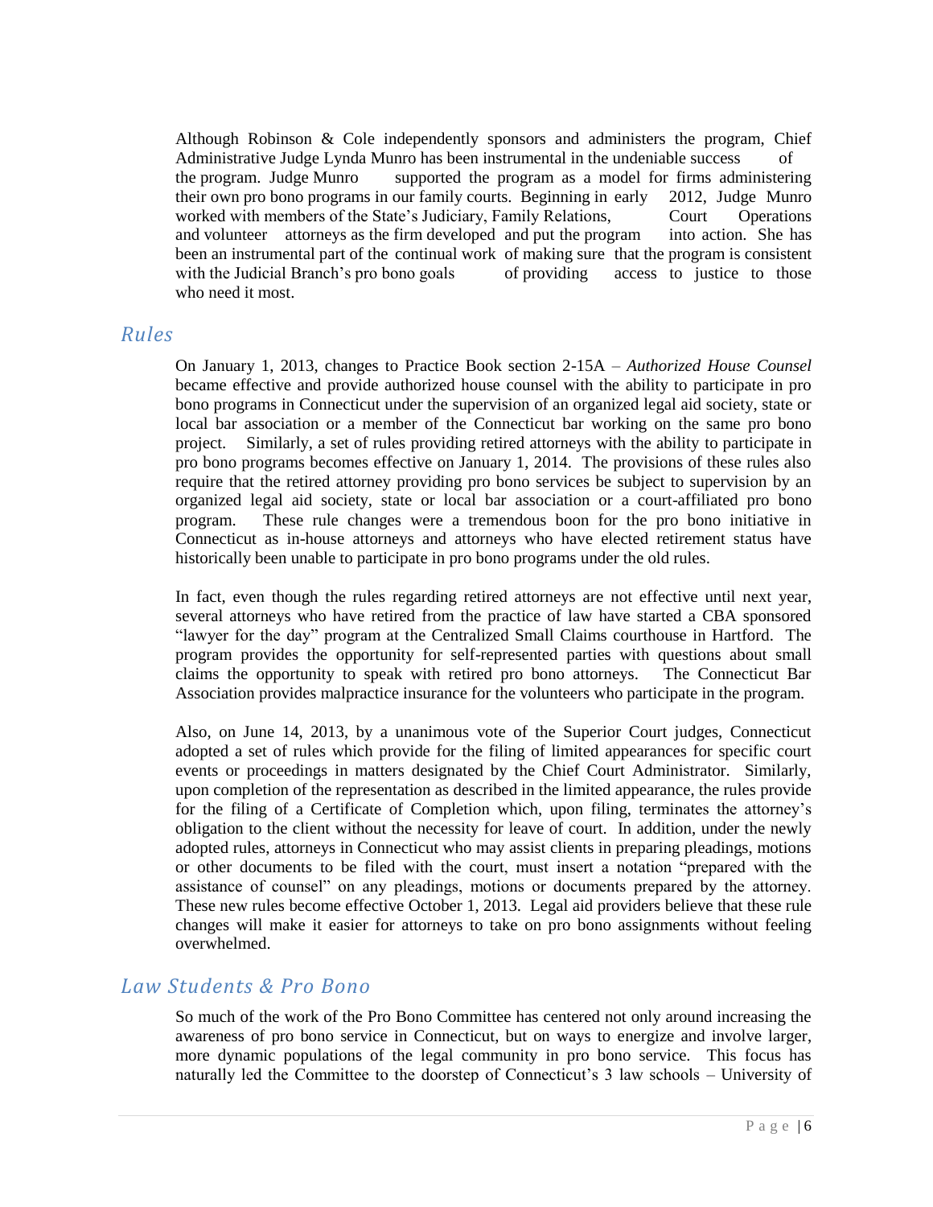Although Robinson & Cole independently sponsors and administers the program, Chief Administrative Judge Lynda Munro has been instrumental in the undeniable success of the program. Judge Munro supported the program as a model for firms administering their own pro bono programs in our family courts. Beginning in early 2012, Judge Munro worked with members of the State's Judiciary, Family Relations, Court Operations and volunteer attorneys as the firm developed and put the program into action. She has been an instrumental part of the continual work of making sure that the program is consistent with the Judicial Branch's pro bono goals of providing access to justice to those who need it most.

## *Rules*

On January 1, 2013, changes to Practice Book section 2-15A – *Authorized House Counsel* became effective and provide authorized house counsel with the ability to participate in pro bono programs in Connecticut under the supervision of an organized legal aid society, state or local bar association or a member of the Connecticut bar working on the same pro bono project. Similarly, a set of rules providing retired attorneys with the ability to participate in pro bono programs becomes effective on January 1, 2014. The provisions of these rules also require that the retired attorney providing pro bono services be subject to supervision by an organized legal aid society, state or local bar association or a court-affiliated pro bono program. These rule changes were a tremendous boon for the pro bono initiative in Connecticut as in-house attorneys and attorneys who have elected retirement status have historically been unable to participate in pro bono programs under the old rules.

In fact, even though the rules regarding retired attorneys are not effective until next year, several attorneys who have retired from the practice of law have started a CBA sponsored "lawyer for the day" program at the Centralized Small Claims courthouse in Hartford. The program provides the opportunity for self-represented parties with questions about small claims the opportunity to speak with retired pro bono attorneys. The Connecticut Bar Association provides malpractice insurance for the volunteers who participate in the program.

Also, on June 14, 2013, by a unanimous vote of the Superior Court judges, Connecticut adopted a set of rules which provide for the filing of limited appearances for specific court events or proceedings in matters designated by the Chief Court Administrator. Similarly, upon completion of the representation as described in the limited appearance, the rules provide for the filing of a Certificate of Completion which, upon filing, terminates the attorney's obligation to the client without the necessity for leave of court. In addition, under the newly adopted rules, attorneys in Connecticut who may assist clients in preparing pleadings, motions or other documents to be filed with the court, must insert a notation "prepared with the assistance of counsel" on any pleadings, motions or documents prepared by the attorney. These new rules become effective October 1, 2013. Legal aid providers believe that these rule changes will make it easier for attorneys to take on pro bono assignments without feeling overwhelmed.

## *Law Students & Pro Bono*

So much of the work of the Pro Bono Committee has centered not only around increasing the awareness of pro bono service in Connecticut, but on ways to energize and involve larger, more dynamic populations of the legal community in pro bono service. This focus has naturally led the Committee to the doorstep of Connecticut's 3 law schools – University of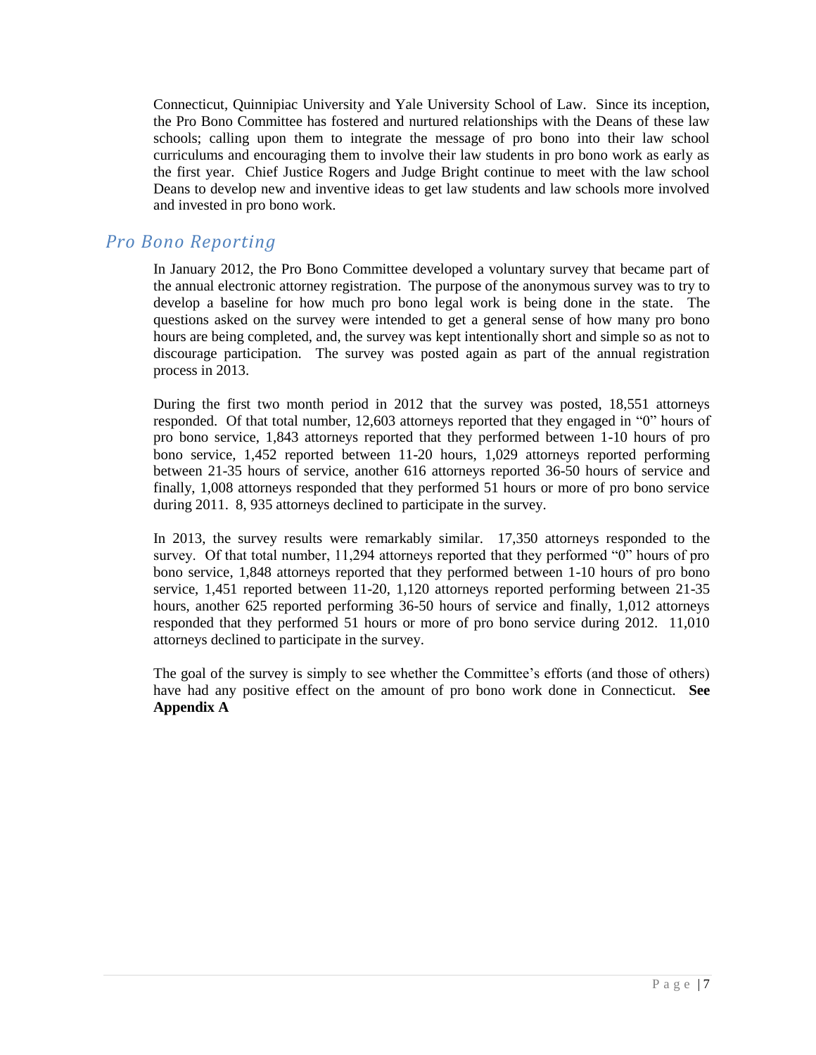Connecticut, Quinnipiac University and Yale University School of Law. Since its inception, the Pro Bono Committee has fostered and nurtured relationships with the Deans of these law schools; calling upon them to integrate the message of pro bono into their law school curriculums and encouraging them to involve their law students in pro bono work as early as the first year. Chief Justice Rogers and Judge Bright continue to meet with the law school Deans to develop new and inventive ideas to get law students and law schools more involved and invested in pro bono work.

## *Pro Bono Reporting*

In January 2012, the Pro Bono Committee developed a voluntary survey that became part of the annual electronic attorney registration. The purpose of the anonymous survey was to try to develop a baseline for how much pro bono legal work is being done in the state. The questions asked on the survey were intended to get a general sense of how many pro bono hours are being completed, and, the survey was kept intentionally short and simple so as not to discourage participation. The survey was posted again as part of the annual registration process in 2013.

During the first two month period in 2012 that the survey was posted, 18,551 attorneys responded. Of that total number, 12,603 attorneys reported that they engaged in "0" hours of pro bono service, 1,843 attorneys reported that they performed between 1-10 hours of pro bono service, 1,452 reported between 11-20 hours, 1,029 attorneys reported performing between 21-35 hours of service, another 616 attorneys reported 36-50 hours of service and finally, 1,008 attorneys responded that they performed 51 hours or more of pro bono service during 2011. 8, 935 attorneys declined to participate in the survey.

In 2013, the survey results were remarkably similar. 17,350 attorneys responded to the survey. Of that total number, 11,294 attorneys reported that they performed "0" hours of pro bono service, 1,848 attorneys reported that they performed between 1-10 hours of pro bono service, 1,451 reported between 11-20, 1,120 attorneys reported performing between 21-35 hours, another 625 reported performing 36-50 hours of service and finally, 1,012 attorneys responded that they performed 51 hours or more of pro bono service during 2012. 11,010 attorneys declined to participate in the survey.

The goal of the survey is simply to see whether the Committee's efforts (and those of others) have had any positive effect on the amount of pro bono work done in Connecticut. **See Appendix A**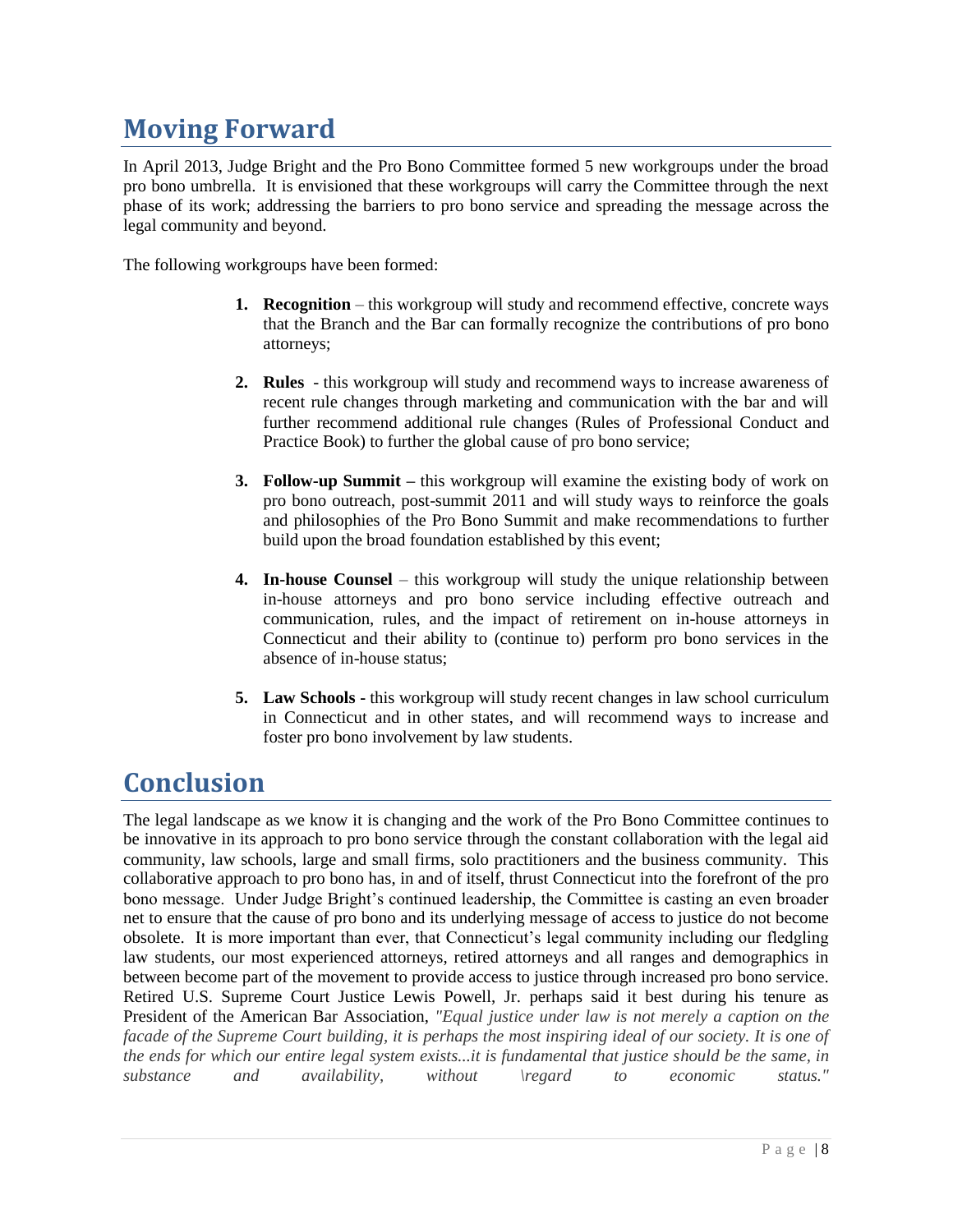# Moving Forward

In April 2013, Judge Bright and the Pro Bono Committee formed 5 new workgroups under the broad pro bono umbrella. It is envisioned that these workgroups will carry the Committee through the next phase of its work; addressing the barriers to pro bono service and spreading the message across the legal community and beyond.

The following workgroups have been formed:

1. **Recognition** – this workgroup will study and recommend effective, concrete ways that the Branch and the Bar can formally recognize the contributions of pro bono attorneys;

2. **Rules** - this workgroup will study and recommend ways to increase awareness of recent rule changes through marketing and communication with the bar and will further recommend additional rule changes (Rules of Professional Conduct and Practice Book) to further the global cause of pro bono service;

3. **Follow-up Summit –** this workgroup will examine the existing body of work on pro bono outreach, post-summit 2011 and will study ways to reinforce the goals and philosophies of the Pro Bono Summit and make recommendations to further build upon the broad foundation established by this event;

4. **In-house Counsel** – this workgroup will study the unique relationship between in-house attorneys and pro bono service including effective outreach and communication, rules, and the impact of retirement on in-house attorneys in Connecticut and their ability to (continue to) perform pro bono services in the absence of in-house status;

5. **Law Schools -** this workgroup will study recent changes in law school curriculum in Connecticut and in other states, and will recommend ways to increase and foster pro bono involvement by law students.

# Conclusion

The legal landscape as we know it is changing and the work of the Pro Bono Committee continues to be innovative in its approach to pro bono service through the constant collaboration with the legal aid community, law schools, large and small firms, solo practitioners and the business community. This collaborative approach to pro bono has, in and of itself, thrust Connecticut into the forefront of the pro bono message. Under Judge Bright's continued leadership, the Committee is casting an even broader net to ensure that the cause of pro bono and its underlying message of access to justice do not become obsolete. It is more important than ever, that Connecticut's legal community including our fledgling law students, our most experienced attorneys, retired attorneys and all ranges and demographics in between become part of the movement to provide access to justice through increased pro bono service. Retired U.S. Supreme Court Justice Lewis Powell, Jr. perhaps said it best during his tenure as President of the American Bar Association, *"Equal justice under law is not merely a caption on the facade of the Supreme Court building, it is perhaps the most inspiring ideal of our society. It is one of the ends for which our entire legal system exists...it is fundamental that justice should be the same, in substance and availability, without \regard to economic status."*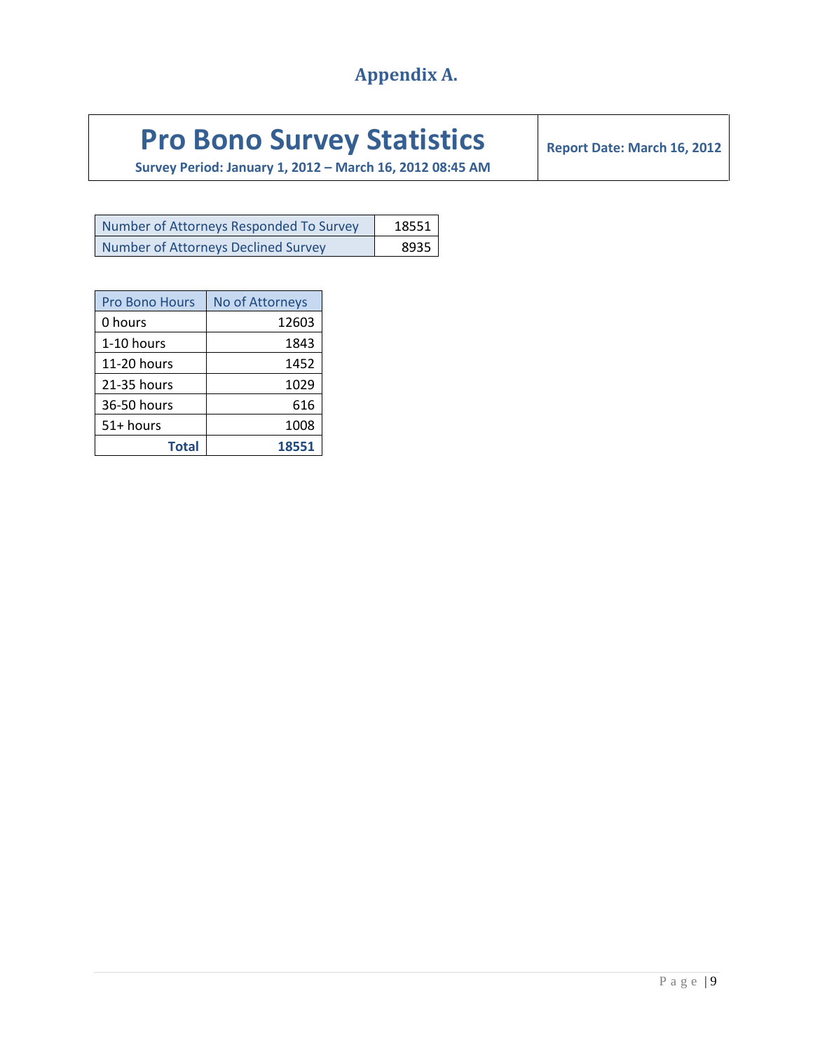# Appendix A.

## Pro Bono Survey Statistics

**Survey Period: January 1, 2012 – March 16, 2012 08:45 AM**

**Report Date: March 16, 2012**

| Number of Attorneys Responded To Survey | 18551 |
|---|---|
| Number of Attorneys Declined Survey | 8935 |

| Pro Bono Hours | No of Attorneys |
|---|---|
| 0 hours | 12603 |
| 1-10 hours | 1843 |
| 11-20 hours | 1452 |
| 21-35 hours | 1029 |
| 36-50 hours | 616 |
| 51+ hours | 1008 |
| **Total** | **18551** |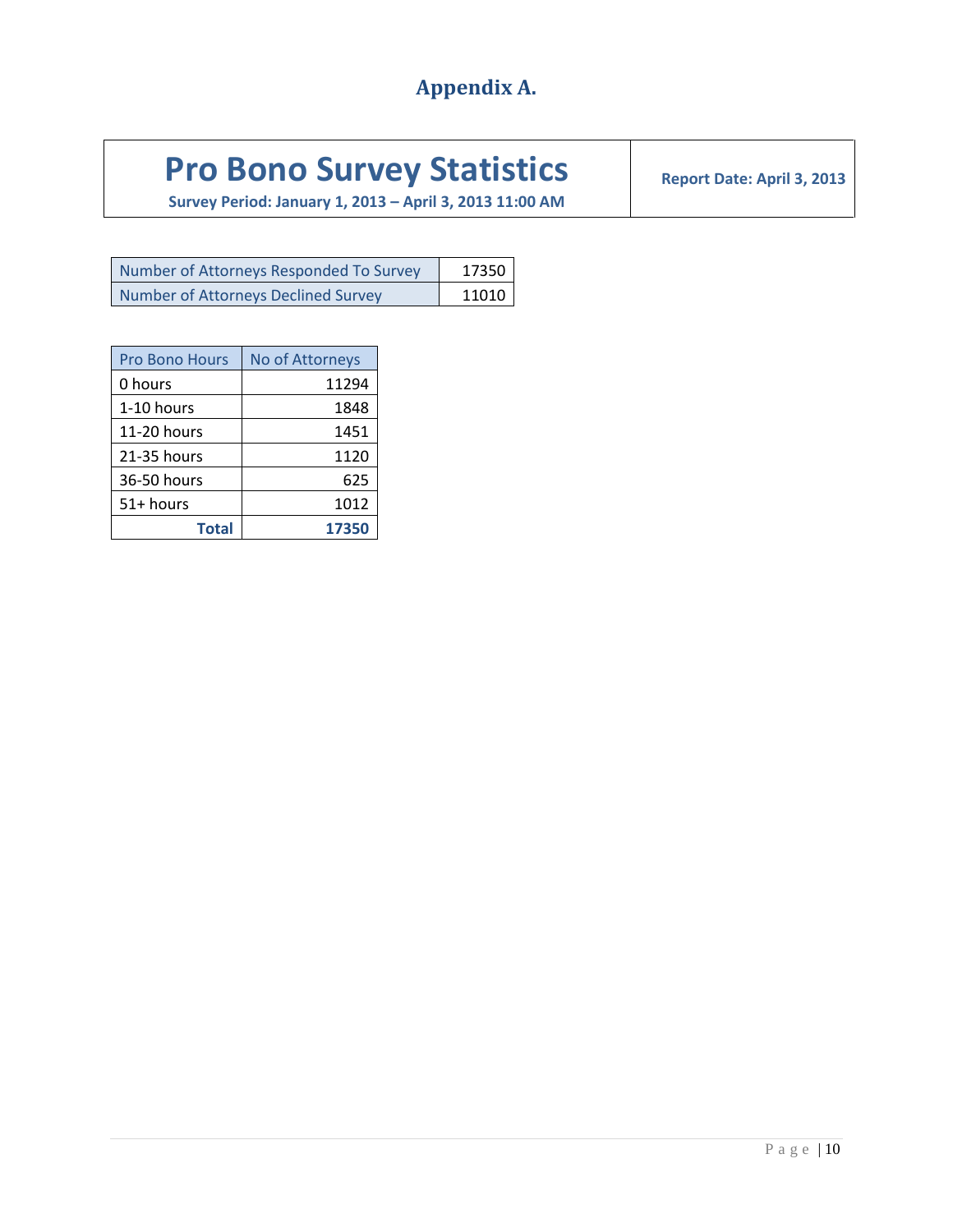# Appendix A.

| Pro Bono Survey Statistics<br>Survey Period: January 1, 2013 – April 3, 2013 11:00 AM | Report Date: April 3, 2013 |
|---|---|

| | |
|---|---|
| Number of Attorneys Responded To Survey | 17350 |
| Number of Attorneys Declined Survey | 11010 |

| Pro Bono Hours | No of Attorneys |
|---|---|
| 0 hours | 11294 |
| 1-10 hours | 1848 |
| 11-20 hours | 1451 |
| 21-35 hours | 1120 |
| 36-50 hours | 625 |
| 51+ hours | 1012 |
| **Total** | **17350** |